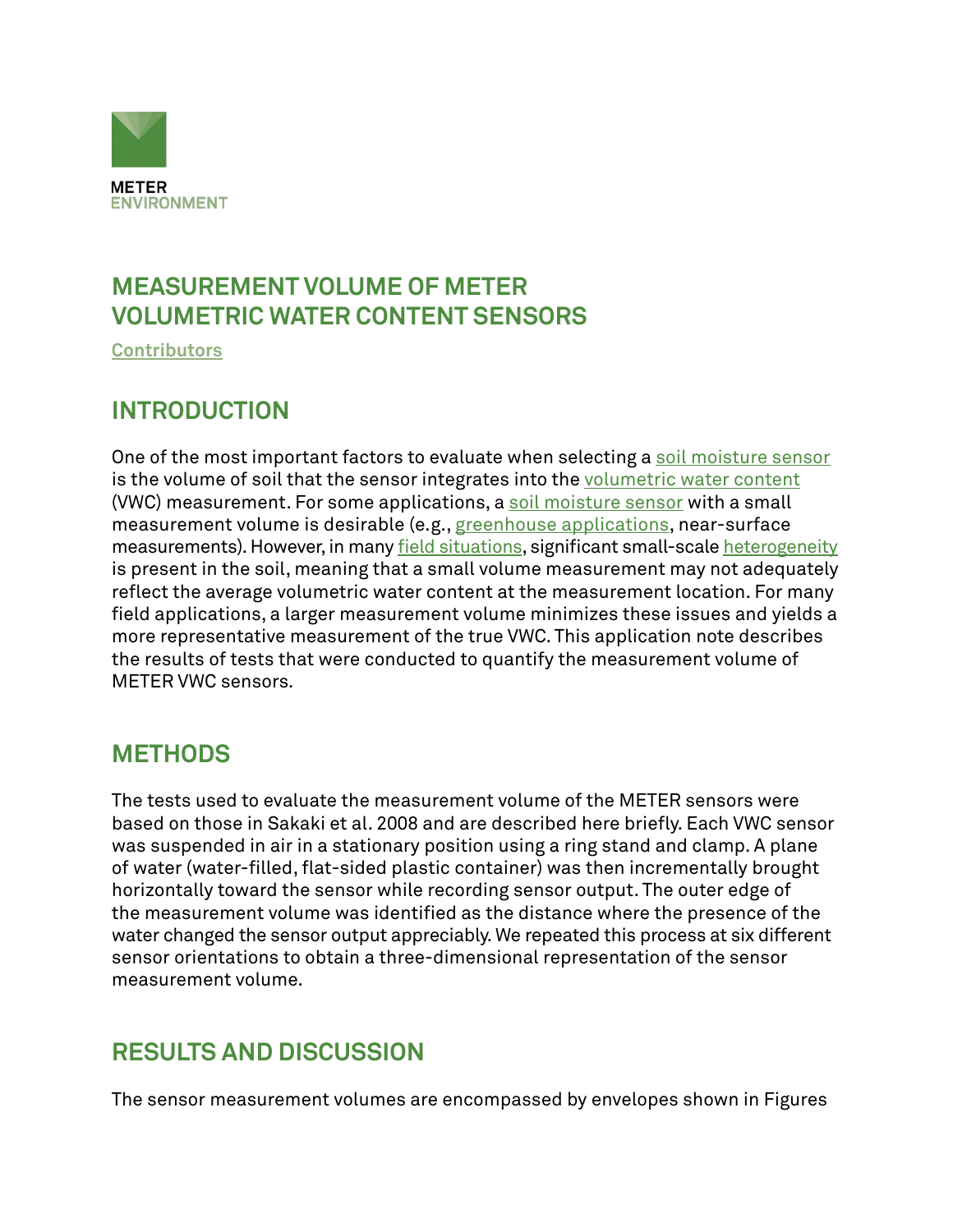METER
ENVIRONMENT

# MEASUREMENT VOLUME OF METER VOLUMETRIC WATER CONTENT SENSORS

Contributors

## INTRODUCTION

One of the most important factors to evaluate when selecting a soil moisture sensor is the volume of soil that the sensor integrates into the volumetric water content (VWC) measurement. For some applications, a soil moisture sensor with a small measurement volume is desirable (e.g., greenhouse applications, near-surface measurements). However, in many field situations, significant small-scale heterogeneity is present in the soil, meaning that a small volume measurement may not adequately reflect the average volumetric water content at the measurement location. For many field applications, a larger measurement volume minimizes these issues and yields a more representative measurement of the true VWC. This application note describes the results of tests that were conducted to quantify the measurement volume of METER VWC sensors.

## METHODS

The tests used to evaluate the measurement volume of the METER sensors were based on those in Sakaki et al. 2008 and are described here briefly. Each VWC sensor was suspended in air in a stationary position using a ring stand and clamp. A plane of water (water-filled, flat-sided plastic container) was then incrementally brought horizontally toward the sensor while recording sensor output. The outer edge of the measurement volume was identified as the distance where the presence of the water changed the sensor output appreciably. We repeated this process at six different sensor orientations to obtain a three-dimensional representation of the sensor measurement volume.

## RESULTS AND DISCUSSION

The sensor measurement volumes are encompassed by envelopes shown in Figures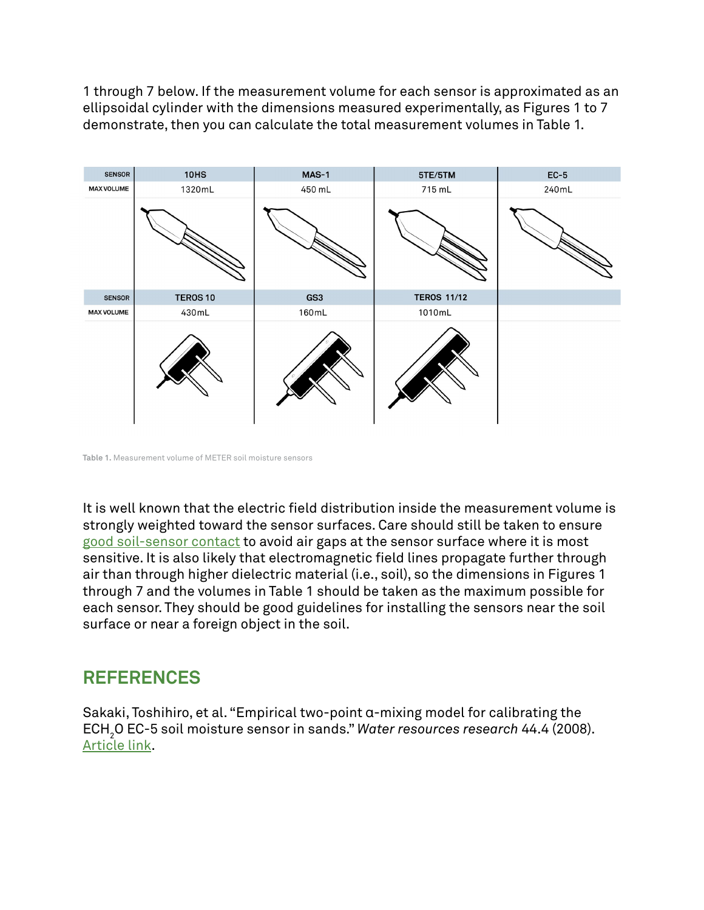1 through 7 below. If the measurement volume for each sensor is approximated as an ellipsoidal cylinder with the dimensions measured experimentally, as Figures 1 to 7 demonstrate, then you can calculate the total measurement volumes in Table 1.

| SENSOR | 10HS | MAS-1 | 5TE/5TM | EC-5 |
|---|---|---|---|---|
| MAX VOLUME | 1320mL | 450 mL | 715 mL | 240mL |
| **SENSOR** | **TEROS 10** | **GS3** | **TEROS 11/12** | |
| MAX VOLUME | 430mL | 160mL | 1010mL | |

Table 1. Measurement volume of METER soil moisture sensors

It is well known that the electric field distribution inside the measurement volume is strongly weighted toward the sensor surfaces. Care should still be taken to ensure good soil-sensor contact to avoid air gaps at the sensor surface where it is most sensitive. It is also likely that electromagnetic field lines propagate further through air than through higher dielectric material (i.e., soil), so the dimensions in Figures 1 through 7 and the volumes in Table 1 should be taken as the maximum possible for each sensor. They should be good guidelines for installing the sensors near the soil surface or near a foreign object in the soil.

## REFERENCES

Sakaki, Toshihiro, et al. "Empirical two-point α-mixing model for calibrating the $ECH_2O$ EC-5 soil moisture sensor in sands." *Water resources research* 44.4 (2008). Article link.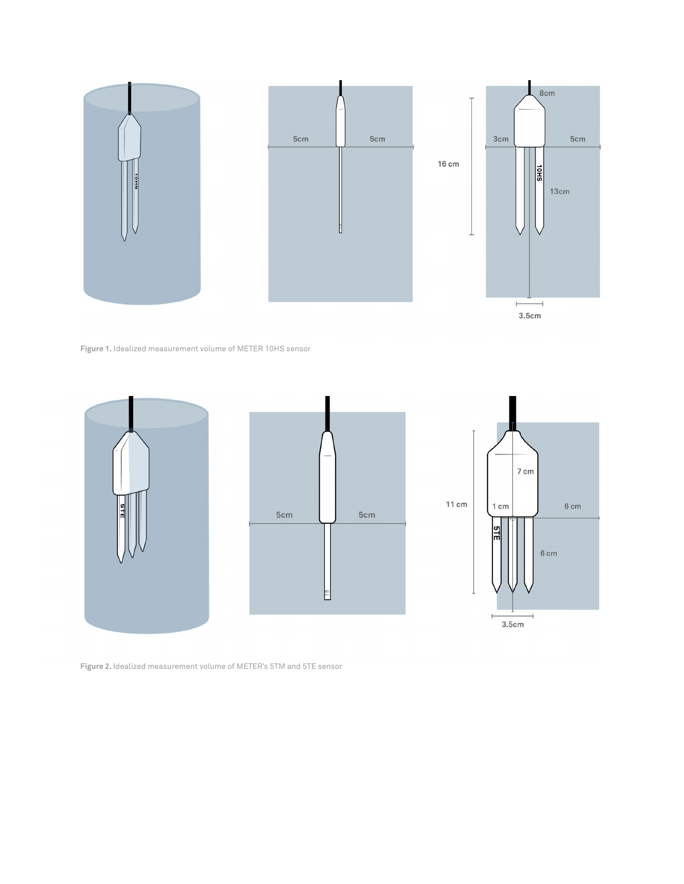Figure 1. Idealized measurement volume of METER 10HS sensor

Figure 2. Idealized measurement volume of METER's 5TM and 5TE sensor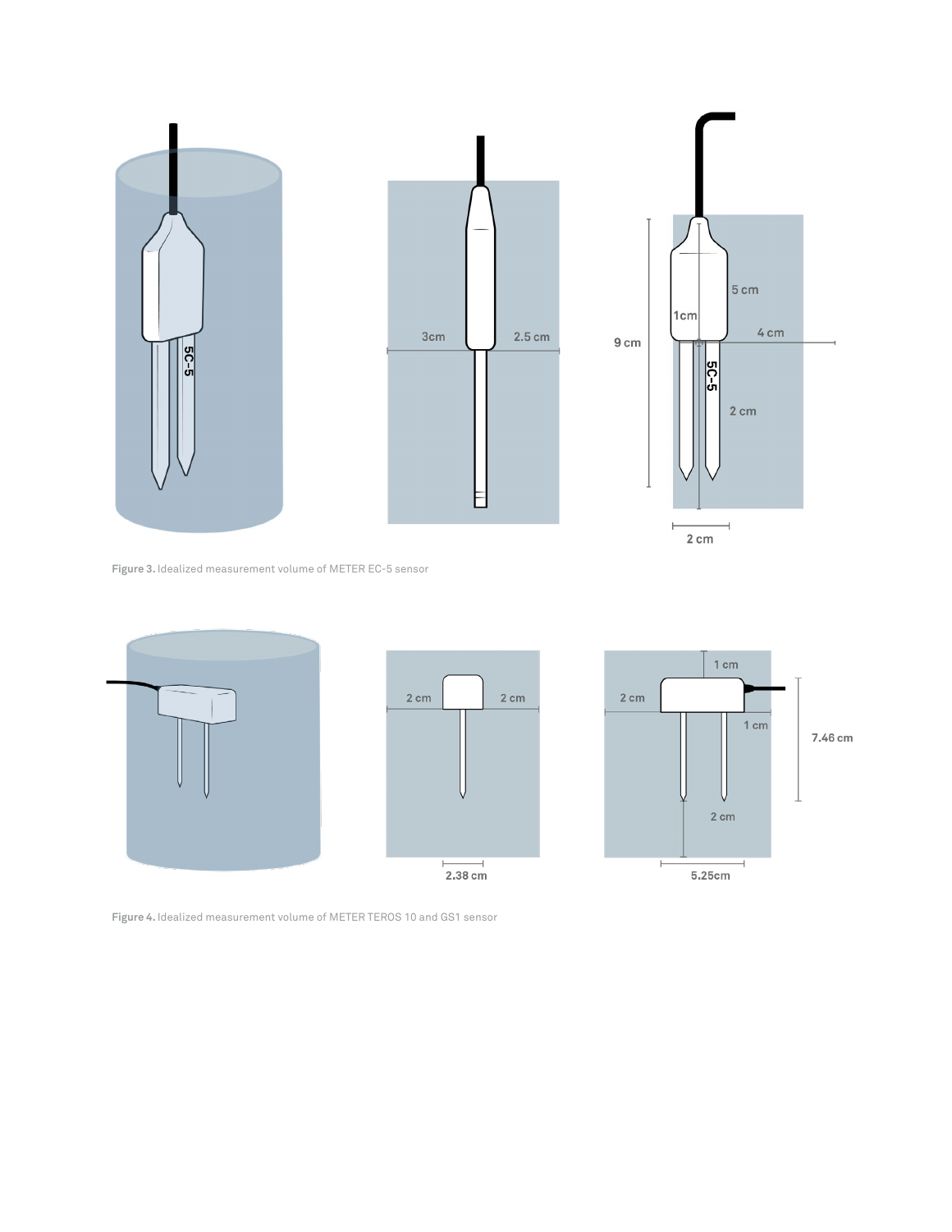Figure 3. Idealized measurement volume of METER EC-5 sensor

Figure 4. Idealized measurement volume of METER TEROS 10 and GS1 sensor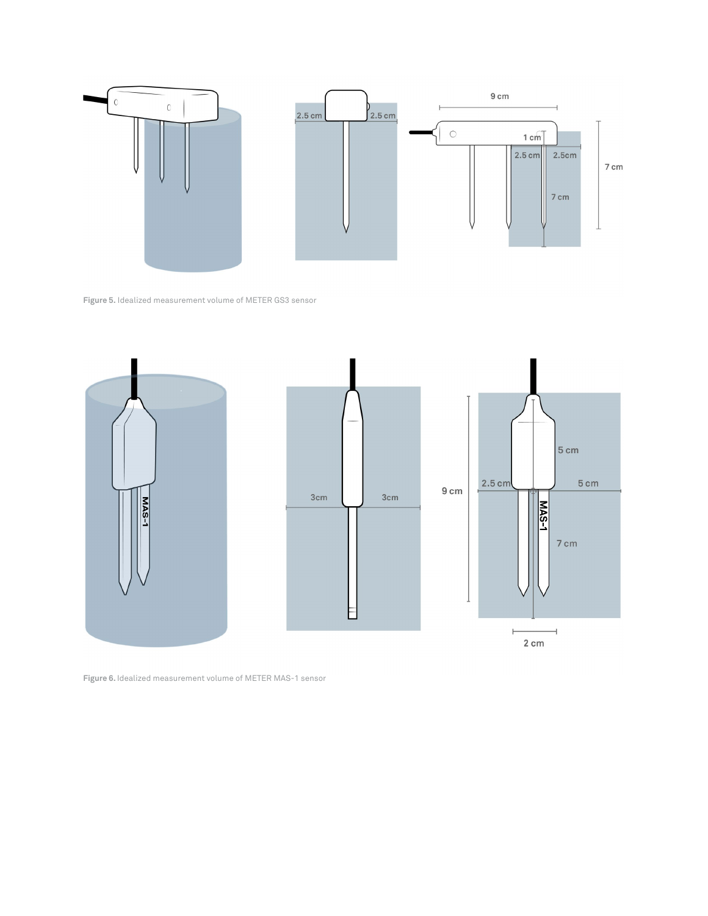Figure 5. Idealized measurement volume of METER GS3 sensor

Figure 6. Idealized measurement volume of METER MAS-1 sensor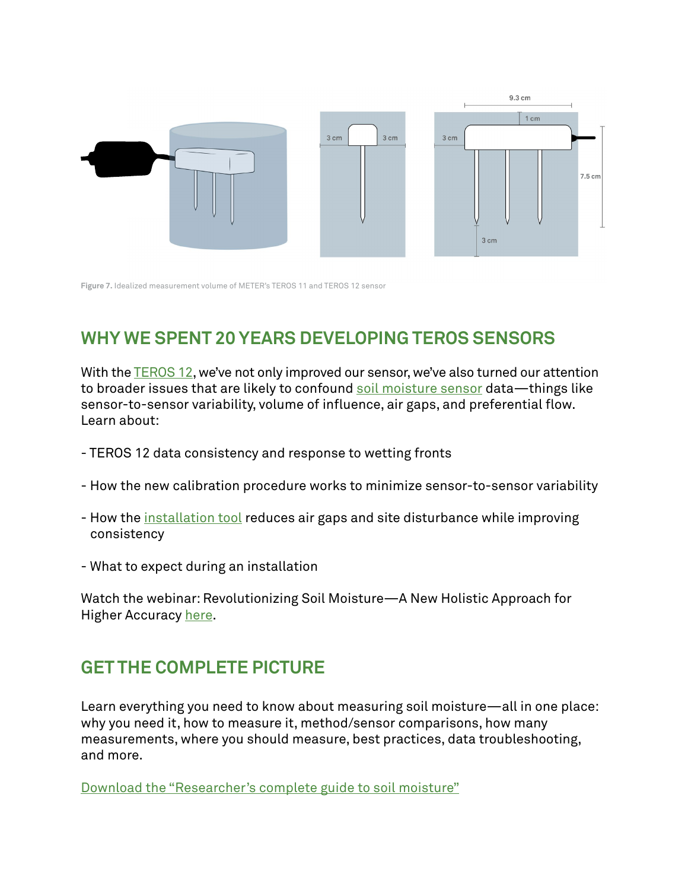Figure 7. Idealized measurement volume of METER's TEROS 11 and TEROS 12 sensor

## WHY WE SPENT 20 YEARS DEVELOPING TEROS SENSORS

With the TEROS 12, we've not only improved our sensor, we've also turned our attention to broader issues that are likely to confound soil moisture sensor data—things like sensor-to-sensor variability, volume of influence, air gaps, and preferential flow. Learn about:

- TEROS 12 data consistency and response to wetting fronts

- How the new calibration procedure works to minimize sensor-to-sensor variability

- How the installation tool reduces air gaps and site disturbance while improving consistency

- What to expect during an installation

Watch the webinar: Revolutionizing Soil Moisture—A New Holistic Approach for Higher Accuracy here.

## GET THE COMPLETE PICTURE

Learn everything you need to know about measuring soil moisture—all in one place: why you need it, how to measure it, method/sensor comparisons, how many measurements, where you should measure, best practices, data troubleshooting, and more.

Download the "Researcher's complete guide to soil moisture"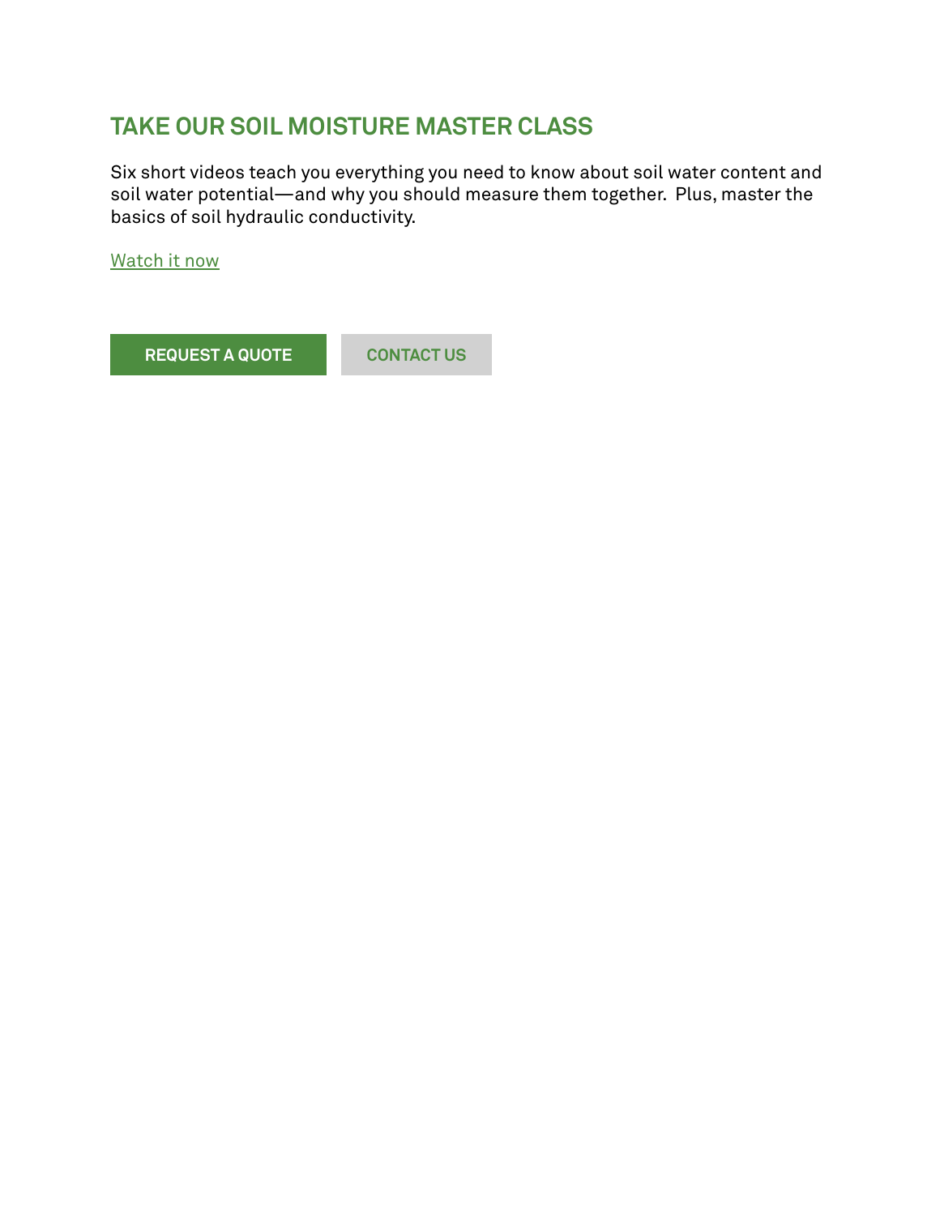## TAKE OUR SOIL MOISTURE MASTER CLASS

Six short videos teach you everything you need to know about soil water content and soil water potential—and why you should measure them together. Plus, master the basics of soil hydraulic conductivity.

Watch it now

REQUEST A QUOTE

CONTACT US